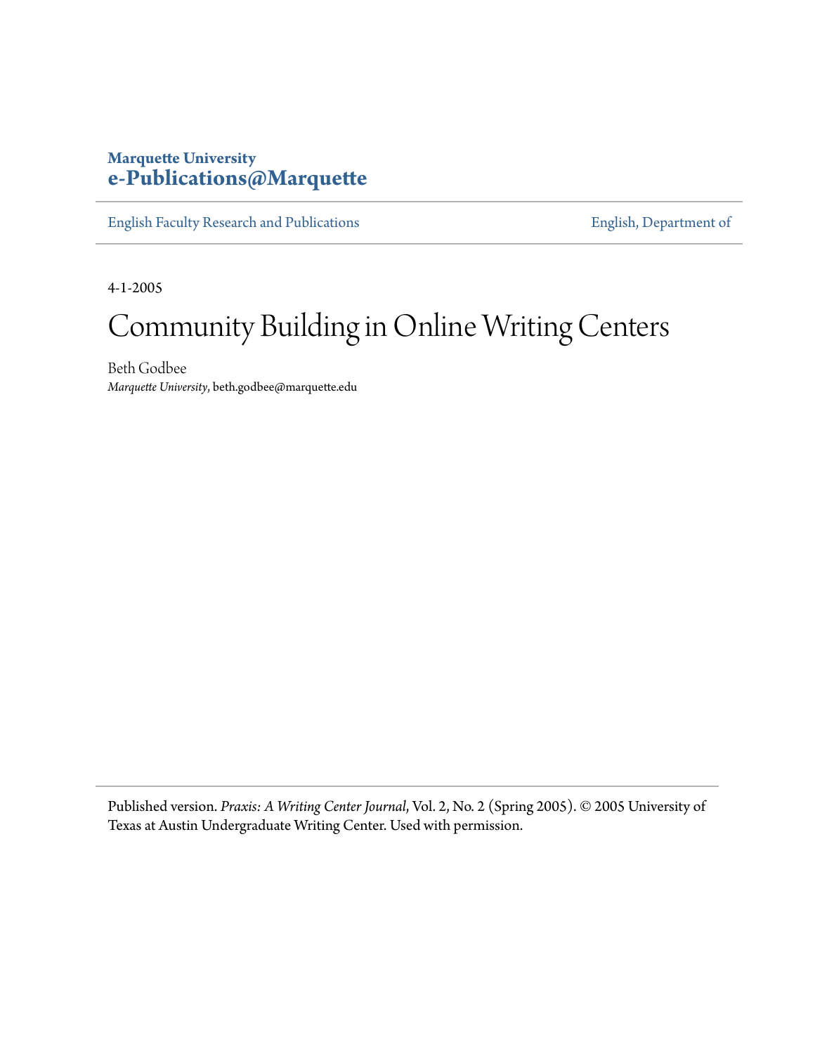**Marquette University**
**e-Publications@Marquette**

English Faculty Research and Publications | English, Department of

4-1-2005

# Community Building in Online Writing Centers

Beth Godbee
*Marquette University*, beth.godbee@marquette.edu

Published version. *Praxis: A Writing Center Journal*, Vol. 2, No. 2 (Spring 2005). © 2005 University of Texas at Austin Undergraduate Writing Center. Used with permission.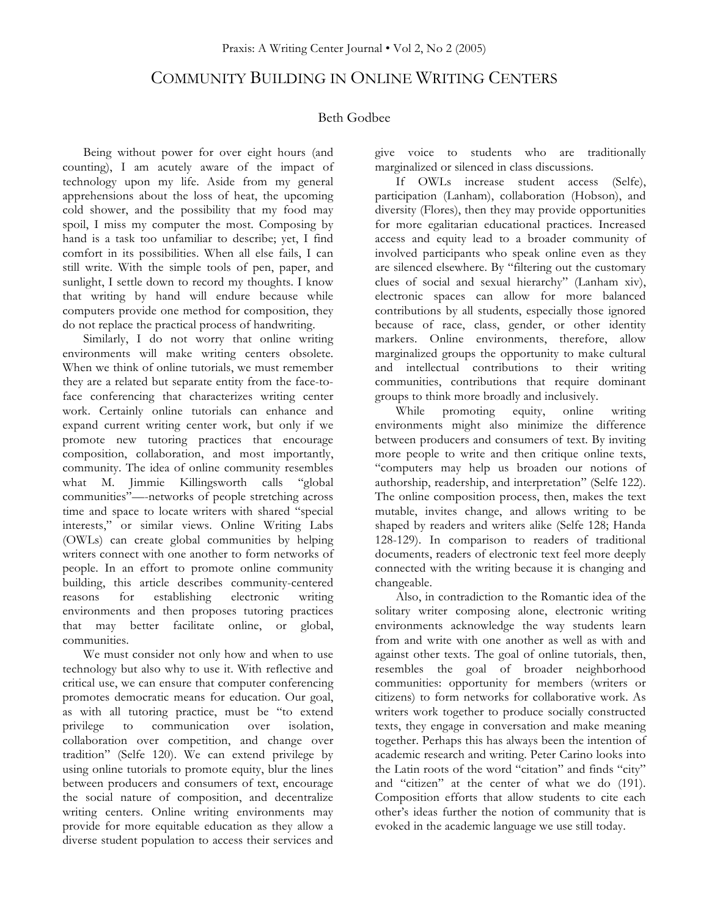# Community Building in Online Writing Centers

Beth Godbee

Being without power for over eight hours (and counting), I am acutely aware of the impact of technology upon my life. Aside from my general apprehensions about the loss of heat, the upcoming cold shower, and the possibility that my food may spoil, I miss my computer the most. Composing by hand is a task too unfamiliar to describe; yet, I find comfort in its possibilities. When all else fails, I can still write. With the simple tools of pen, paper, and sunlight, I settle down to record my thoughts. I know that writing by hand will endure because while computers provide one method for composition, they do not replace the practical process of handwriting.

Similarly, I do not worry that online writing environments will make writing centers obsolete. When we think of online tutorials, we must remember they are a related but separate entity from the face-to-face conferencing that characterizes writing center work. Certainly online tutorials can enhance and expand current writing center work, but only if we promote new tutoring practices that encourage composition, collaboration, and most importantly, community. The idea of online community resembles what M. Jimmie Killingsworth calls "global communities"—-networks of people stretching across time and space to locate writers with shared "special interests," or similar views. Online Writing Labs (OWLs) can create global communities by helping writers connect with one another to form networks of people. In an effort to promote online community building, this article describes community-centered reasons for establishing electronic writing environments and then proposes tutoring practices that may better facilitate online, or global, communities.

We must consider not only how and when to use technology but also why to use it. With reflective and critical use, we can ensure that computer conferencing promotes democratic means for education. Our goal, as with all tutoring practice, must be "to extend privilege to communication over isolation, collaboration over competition, and change over tradition" (Selfe 120). We can extend privilege by using online tutorials to promote equity, blur the lines between producers and consumers of text, encourage the social nature of composition, and decentralize writing centers. Online writing environments may provide for more equitable education as they allow a diverse student population to access their services and give voice to students who are traditionally marginalized or silenced in class discussions.

If OWLs increase student access (Selfe), participation (Lanham), collaboration (Hobson), and diversity (Flores), then they may provide opportunities for more egalitarian educational practices. Increased access and equity lead to a broader community of involved participants who speak online even as they are silenced elsewhere. By "filtering out the customary clues of social and sexual hierarchy" (Lanham xiv), electronic spaces can allow for more balanced contributions by all students, especially those ignored because of race, class, gender, or other identity markers. Online environments, therefore, allow marginalized groups the opportunity to make cultural and intellectual contributions to their writing communities, contributions that require dominant groups to think more broadly and inclusively.

While promoting equity, online writing environments might also minimize the difference between producers and consumers of text. By inviting more people to write and then critique online texts, "computers may help us broaden our notions of authorship, readership, and interpretation" (Selfe 122). The online composition process, then, makes the text mutable, invites change, and allows writing to be shaped by readers and writers alike (Selfe 128; Handa 128-129). In comparison to readers of traditional documents, readers of electronic text feel more deeply connected with the writing because it is changing and changeable.

Also, in contradiction to the Romantic idea of the solitary writer composing alone, electronic writing environments acknowledge the way students learn from and write with one another as well as with and against other texts. The goal of online tutorials, then, resembles the goal of broader neighborhood communities: opportunity for members (writers or citizens) to form networks for collaborative work. As writers work together to produce socially constructed texts, they engage in conversation and make meaning together. Perhaps this has always been the intention of academic research and writing. Peter Carino looks into the Latin roots of the word "citation" and finds "city" and "citizen" at the center of what we do (191). Composition efforts that allow students to cite each other's ideas further the notion of community that is evoked in the academic language we use still today.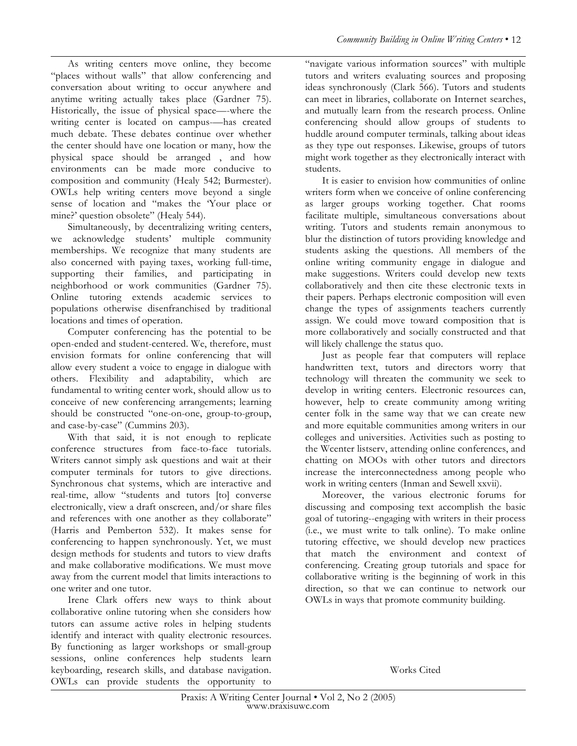As writing centers move online, they become "places without walls" that allow conferencing and conversation about writing to occur anywhere and anytime writing actually takes place (Gardner 75). Historically, the issue of physical space—-where the writing center is located on campus-—has created much debate. These debates continue over whether the center should have one location or many, how the physical space should be arranged , and how environments can be made more conducive to composition and community (Healy 542; Burmester). OWLs help writing centers move beyond a single sense of location and "makes the 'Your place or mine?' question obsolete" (Healy 544).

Simultaneously, by decentralizing writing centers, we acknowledge students' multiple community memberships. We recognize that many students are also concerned with paying taxes, working full-time, supporting their families, and participating in neighborhood or work communities (Gardner 75). Online tutoring extends academic services to populations otherwise disenfranchised by traditional locations and times of operation.

Computer conferencing has the potential to be open-ended and student-centered. We, therefore, must envision formats for online conferencing that will allow every student a voice to engage in dialogue with others. Flexibility and adaptability, which are fundamental to writing center work, should allow us to conceive of new conferencing arrangements; learning should be constructed "one-on-one, group-to-group, and case-by-case" (Cummins 203).

With that said, it is not enough to replicate conference structures from face-to-face tutorials. Writers cannot simply ask questions and wait at their computer terminals for tutors to give directions. Synchronous chat systems, which are interactive and real-time, allow "students and tutors [to] converse electronically, view a draft onscreen, and/or share files and references with one another as they collaborate" (Harris and Pemberton 532). It makes sense for conferencing to happen synchronously. Yet, we must design methods for students and tutors to view drafts and make collaborative modifications. We must move away from the current model that limits interactions to one writer and one tutor.

Irene Clark offers new ways to think about collaborative online tutoring when she considers how tutors can assume active roles in helping students identify and interact with quality electronic resources. By functioning as larger workshops or small-group sessions, online conferences help students learn keyboarding, research skills, and database navigation. OWLs can provide students the opportunity to "navigate various information sources" with multiple tutors and writers evaluating sources and proposing ideas synchronously (Clark 566). Tutors and students can meet in libraries, collaborate on Internet searches, and mutually learn from the research process. Online conferencing should allow groups of students to huddle around computer terminals, talking about ideas as they type out responses. Likewise, groups of tutors might work together as they electronically interact with students.

It is easier to envision how communities of online writers form when we conceive of online conferencing as larger groups working together. Chat rooms facilitate multiple, simultaneous conversations about writing. Tutors and students remain anonymous to blur the distinction of tutors providing knowledge and students asking the questions. All members of the online writing community engage in dialogue and make suggestions. Writers could develop new texts collaboratively and then cite these electronic texts in their papers. Perhaps electronic composition will even change the types of assignments teachers currently assign. We could move toward composition that is more collaboratively and socially constructed and that will likely challenge the status quo.

Just as people fear that computers will replace handwritten text, tutors and directors worry that technology will threaten the community we seek to develop in writing centers. Electronic resources can, however, help to create community among writing center folk in the same way that we can create new and more equitable communities among writers in our colleges and universities. Activities such as posting to the Wcenter listserv, attending online conferences, and chatting on MOOs with other tutors and directors increase the interconnectedness among people who work in writing centers (Inman and Sewell xxvii).

Moreover, the various electronic forums for discussing and composing text accomplish the basic goal of tutoring--engaging with writers in their process (i.e., we must write to talk online). To make online tutoring effective, we should develop new practices that match the environment and context of conferencing. Creating group tutorials and space for collaborative writing is the beginning of work in this direction, so that we can continue to network our OWLs in ways that promote community building.

## Works Cited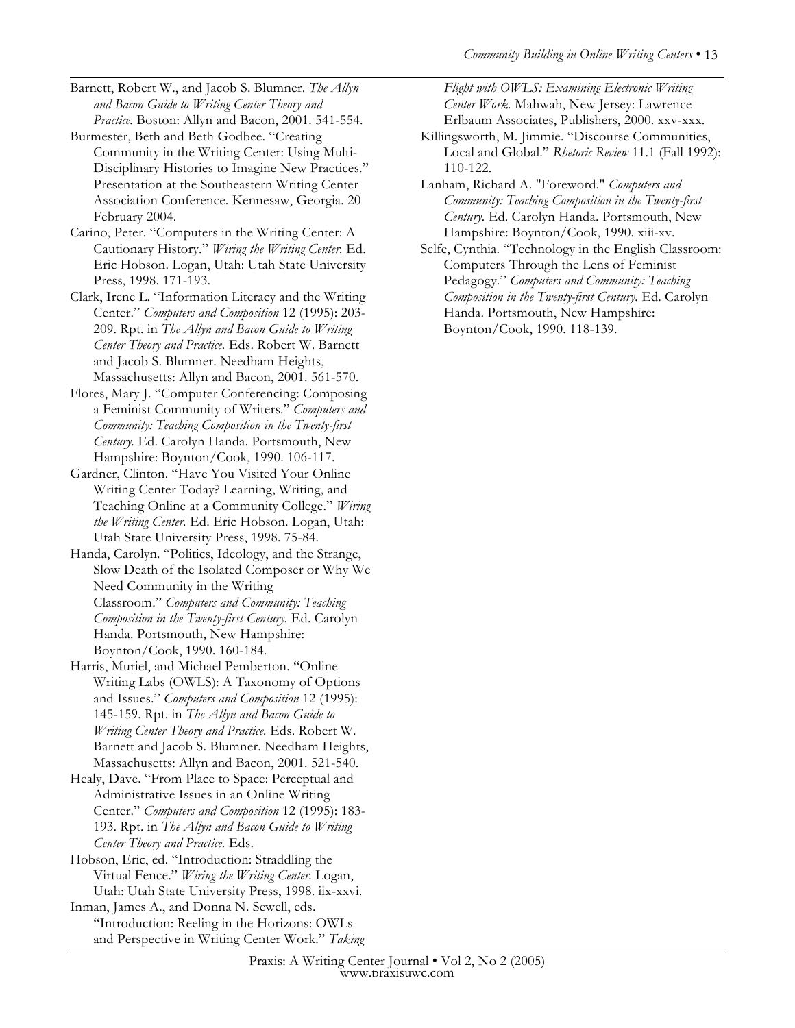Barnett, Robert W., and Jacob S. Blumner. *The Allyn and Bacon Guide to Writing Center Theory and Practice*. Boston: Allyn and Bacon, 2001. 541-554.

Burmester, Beth and Beth Godbee. "Creating Community in the Writing Center: Using Multi-Disciplinary Histories to Imagine New Practices." Presentation at the Southeastern Writing Center Association Conference. Kennesaw, Georgia. 20 February 2004.

Carino, Peter. "Computers in the Writing Center: A Cautionary History." *Wiring the Writing Center*. Ed. Eric Hobson. Logan, Utah: Utah State University Press, 1998. 171-193.

Clark, Irene L. "Information Literacy and the Writing Center." *Computers and Composition* 12 (1995): 203-209. Rpt. in *The Allyn and Bacon Guide to Writing Center Theory and Practice*. Eds. Robert W. Barnett and Jacob S. Blumner. Needham Heights, Massachusetts: Allyn and Bacon, 2001. 561-570.

Flores, Mary J. "Computer Conferencing: Composing a Feminist Community of Writers." *Computers and Community: Teaching Composition in the Twenty-first Century*. Ed. Carolyn Handa. Portsmouth, New Hampshire: Boynton/Cook, 1990. 106-117.

Gardner, Clinton. "Have You Visited Your Online Writing Center Today? Learning, Writing, and Teaching Online at a Community College." *Wiring the Writing Center*. Ed. Eric Hobson. Logan, Utah: Utah State University Press, 1998. 75-84.

Handa, Carolyn. "Politics, Ideology, and the Strange, Slow Death of the Isolated Composer or Why We Need Community in the Writing Classroom." *Computers and Community: Teaching Composition in the Twenty-first Century*. Ed. Carolyn Handa. Portsmouth, New Hampshire: Boynton/Cook, 1990. 160-184.

Harris, Muriel, and Michael Pemberton. "Online Writing Labs (OWLS): A Taxonomy of Options and Issues." *Computers and Composition* 12 (1995): 145-159. Rpt. in *The Allyn and Bacon Guide to Writing Center Theory and Practice*. Eds. Robert W. Barnett and Jacob S. Blumner. Needham Heights, Massachusetts: Allyn and Bacon, 2001. 521-540.

Healy, Dave. "From Place to Space: Perceptual and Administrative Issues in an Online Writing Center." *Computers and Composition* 12 (1995): 183-193. Rpt. in *The Allyn and Bacon Guide to Writing Center Theory and Practice*. Eds.

Hobson, Eric, ed. "Introduction: Straddling the Virtual Fence." *Wiring the Writing Center*. Logan, Utah: Utah State University Press, 1998. iix-xxvi.

Inman, James A., and Donna N. Sewell, eds. "Introduction: Reeling in the Horizons: OWLs and Perspective in Writing Center Work." *Taking Flight with OWLS: Examining Electronic Writing Center Work*. Mahwah, New Jersey: Lawrence Erlbaum Associates, Publishers, 2000. xxv-xxx.

Killingsworth, M. Jimmie. "Discourse Communities, Local and Global." *Rhetoric Review* 11.1 (Fall 1992): 110-122.

Lanham, Richard A. "Foreword." *Computers and Community: Teaching Composition in the Twenty-first Century*. Ed. Carolyn Handa. Portsmouth, New Hampshire: Boynton/Cook, 1990. xiii-xv.

Selfe, Cynthia. "Technology in the English Classroom: Computers Through the Lens of Feminist Pedagogy." *Computers and Community: Teaching Composition in the Twenty-first Century*. Ed. Carolyn Handa. Portsmouth, New Hampshire: Boynton/Cook, 1990. 118-139.